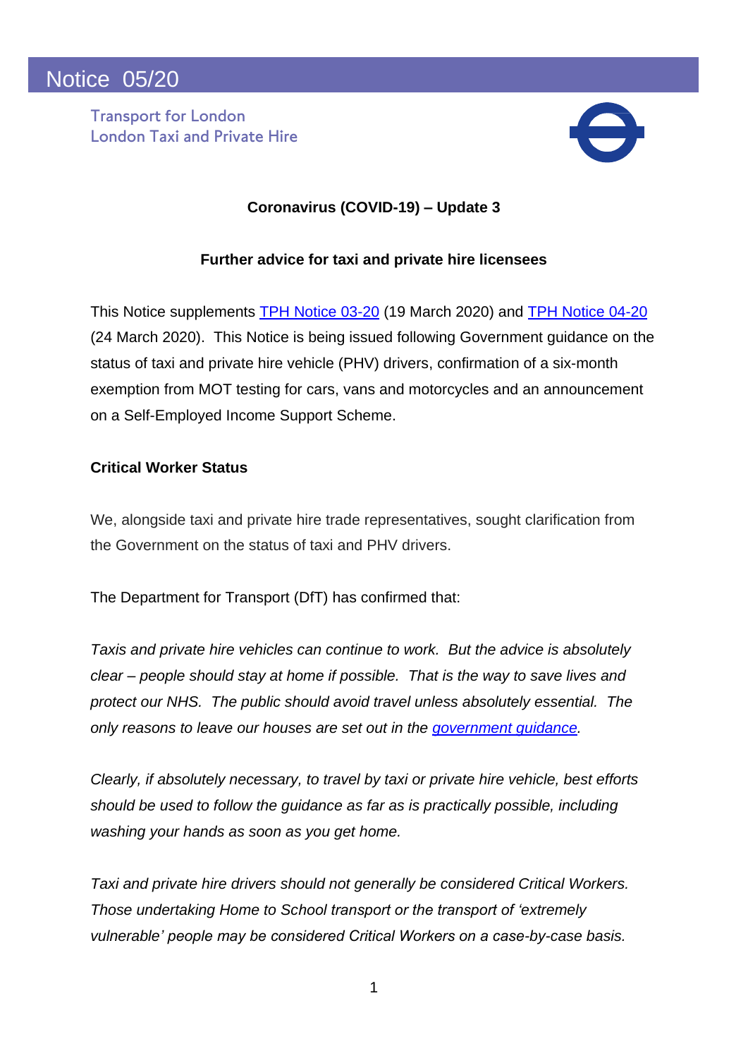# Notice 05/20

Transport for London
London Taxi and Private Hire

**Coronavirus (COVID-19) – Update 3**

**Further advice for taxi and private hire licensees**

This Notice supplements [TPH Notice 03-20] (19 March 2020) and [TPH Notice 04-20] (24 March 2020). This Notice is being issued following Government guidance on the status of taxi and private hire vehicle (PHV) drivers, confirmation of a six-month exemption from MOT testing for cars, vans and motorcycles and an announcement on a Self-Employed Income Support Scheme.

## Critical Worker Status

We, alongside taxi and private hire trade representatives, sought clarification from the Government on the status of taxi and PHV drivers.

The Department for Transport (DfT) has confirmed that:

*Taxis and private hire vehicles can continue to work. But the advice is absolutely clear – people should stay at home if possible. That is the way to save lives and protect our NHS. The public should avoid travel unless absolutely essential. The only reasons to leave our houses are set out in the [government guidance].*

*Clearly, if absolutely necessary, to travel by taxi or private hire vehicle, best efforts should be used to follow the guidance as far as is practically possible, including washing your hands as soon as you get home.*

*Taxi and private hire drivers should not generally be considered Critical Workers. Those undertaking Home to School transport or the transport of 'extremely vulnerable' people may be considered Critical Workers on a case-by-case basis.*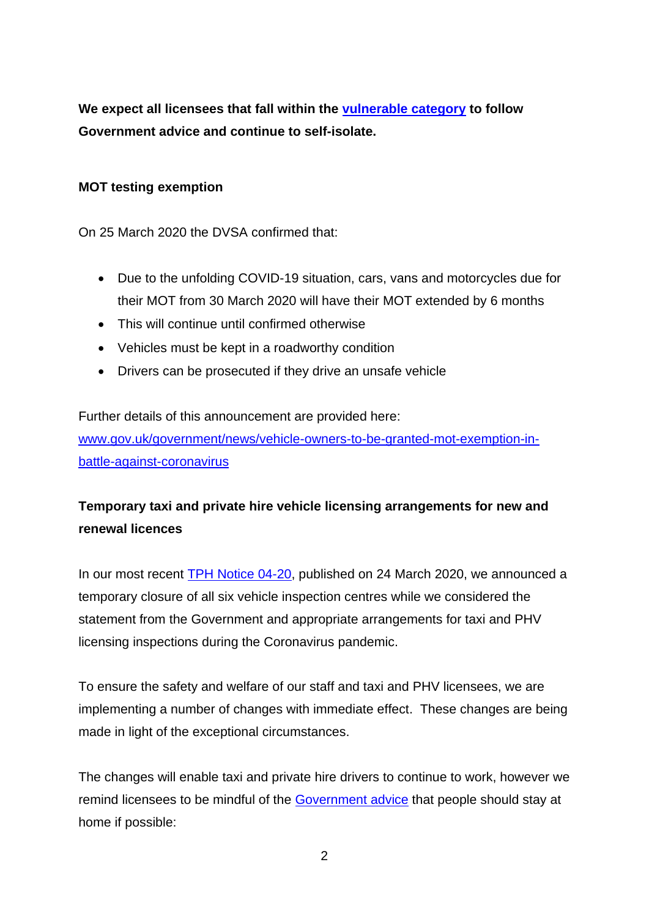**We expect all licensees that fall within the vulnerable category to follow Government advice and continue to self-isolate.**

**MOT testing exemption**

On 25 March 2020 the DVSA confirmed that:

- Due to the unfolding COVID-19 situation, cars, vans and motorcycles due for their MOT from 30 March 2020 will have their MOT extended by 6 months
- This will continue until confirmed otherwise
- Vehicles must be kept in a roadworthy condition
- Drivers can be prosecuted if they drive an unsafe vehicle

Further details of this announcement are provided here: www.gov.uk/government/news/vehicle-owners-to-be-granted-mot-exemption-in-battle-against-coronavirus

**Temporary taxi and private hire vehicle licensing arrangements for new and renewal licences**

In our most recent TPH Notice 04-20, published on 24 March 2020, we announced a temporary closure of all six vehicle inspection centres while we considered the statement from the Government and appropriate arrangements for taxi and PHV licensing inspections during the Coronavirus pandemic.

To ensure the safety and welfare of our staff and taxi and PHV licensees, we are implementing a number of changes with immediate effect. These changes are being made in light of the exceptional circumstances.

The changes will enable taxi and private hire drivers to continue to work, however we remind licensees to be mindful of the Government advice that people should stay at home if possible: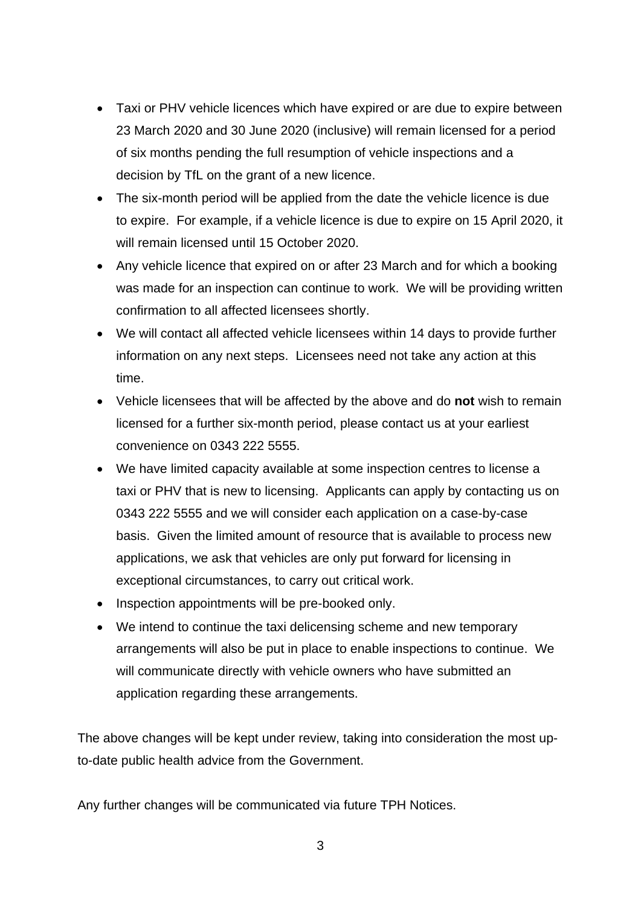- Taxi or PHV vehicle licences which have expired or are due to expire between 23 March 2020 and 30 June 2020 (inclusive) will remain licensed for a period of six months pending the full resumption of vehicle inspections and a decision by TfL on the grant of a new licence.
- The six-month period will be applied from the date the vehicle licence is due to expire. For example, if a vehicle licence is due to expire on 15 April 2020, it will remain licensed until 15 October 2020.
- Any vehicle licence that expired on or after 23 March and for which a booking was made for an inspection can continue to work. We will be providing written confirmation to all affected licensees shortly.
- We will contact all affected vehicle licensees within 14 days to provide further information on any next steps. Licensees need not take any action at this time.
- Vehicle licensees that will be affected by the above and do **not** wish to remain licensed for a further six-month period, please contact us at your earliest convenience on 0343 222 5555.
- We have limited capacity available at some inspection centres to license a taxi or PHV that is new to licensing. Applicants can apply by contacting us on 0343 222 5555 and we will consider each application on a case-by-case basis. Given the limited amount of resource that is available to process new applications, we ask that vehicles are only put forward for licensing in exceptional circumstances, to carry out critical work.
- Inspection appointments will be pre-booked only.
- We intend to continue the taxi delicensing scheme and new temporary arrangements will also be put in place to enable inspections to continue. We will communicate directly with vehicle owners who have submitted an application regarding these arrangements.

The above changes will be kept under review, taking into consideration the most up-to-date public health advice from the Government.

Any further changes will be communicated via future TPH Notices.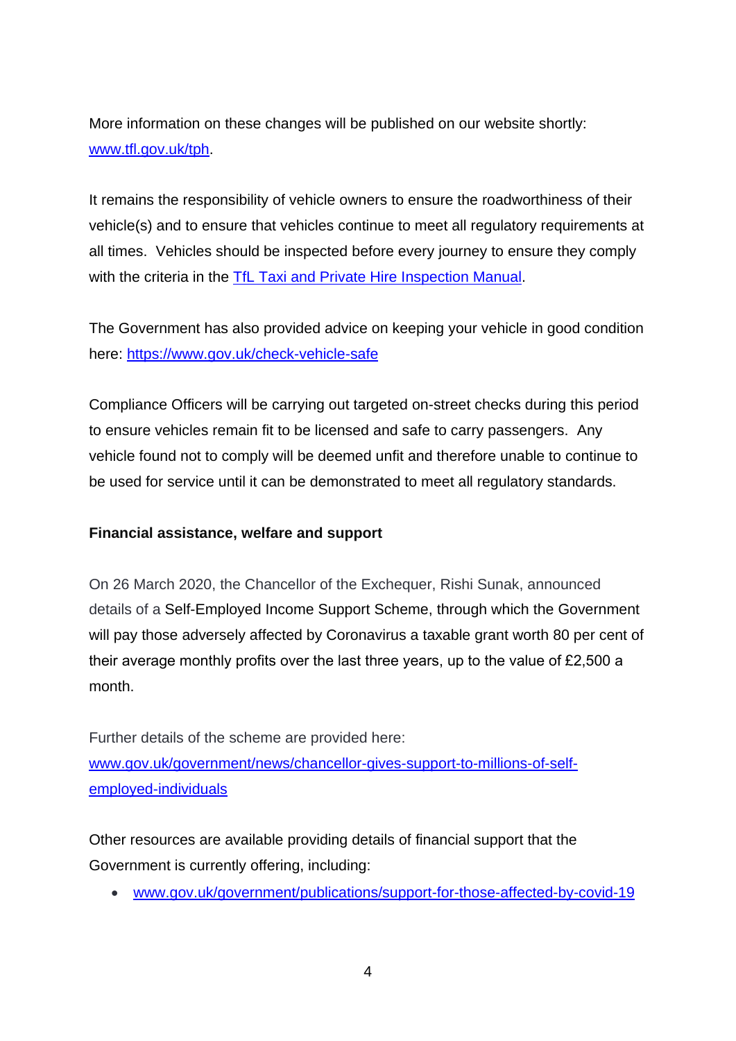More information on these changes will be published on our website shortly: [www.tfl.gov.uk/tph](http://www.tfl.gov.uk/tph).

It remains the responsibility of vehicle owners to ensure the roadworthiness of their vehicle(s) and to ensure that vehicles continue to meet all regulatory requirements at all times. Vehicles should be inspected before every journey to ensure they comply with the criteria in the TfL Taxi and Private Hire Inspection Manual.

The Government has also provided advice on keeping your vehicle in good condition here: [https://www.gov.uk/check-vehicle-safe](https://www.gov.uk/check-vehicle-safe)

Compliance Officers will be carrying out targeted on-street checks during this period to ensure vehicles remain fit to be licensed and safe to carry passengers. Any vehicle found not to comply will be deemed unfit and therefore unable to continue to be used for service until it can be demonstrated to meet all regulatory standards.

**Financial assistance, welfare and support**

On 26 March 2020, the Chancellor of the Exchequer, Rishi Sunak, announced details of a Self-Employed Income Support Scheme, through which the Government will pay those adversely affected by Coronavirus a taxable grant worth 80 per cent of their average monthly profits over the last three years, up to the value of £2,500 a month.

Further details of the scheme are provided here: [www.gov.uk/government/news/chancellor-gives-support-to-millions-of-self-employed-individuals](http://www.gov.uk/government/news/chancellor-gives-support-to-millions-of-self-employed-individuals)

Other resources are available providing details of financial support that the Government is currently offering, including:

- [www.gov.uk/government/publications/support-for-those-affected-by-covid-19](http://www.gov.uk/government/publications/support-for-those-affected-by-covid-19)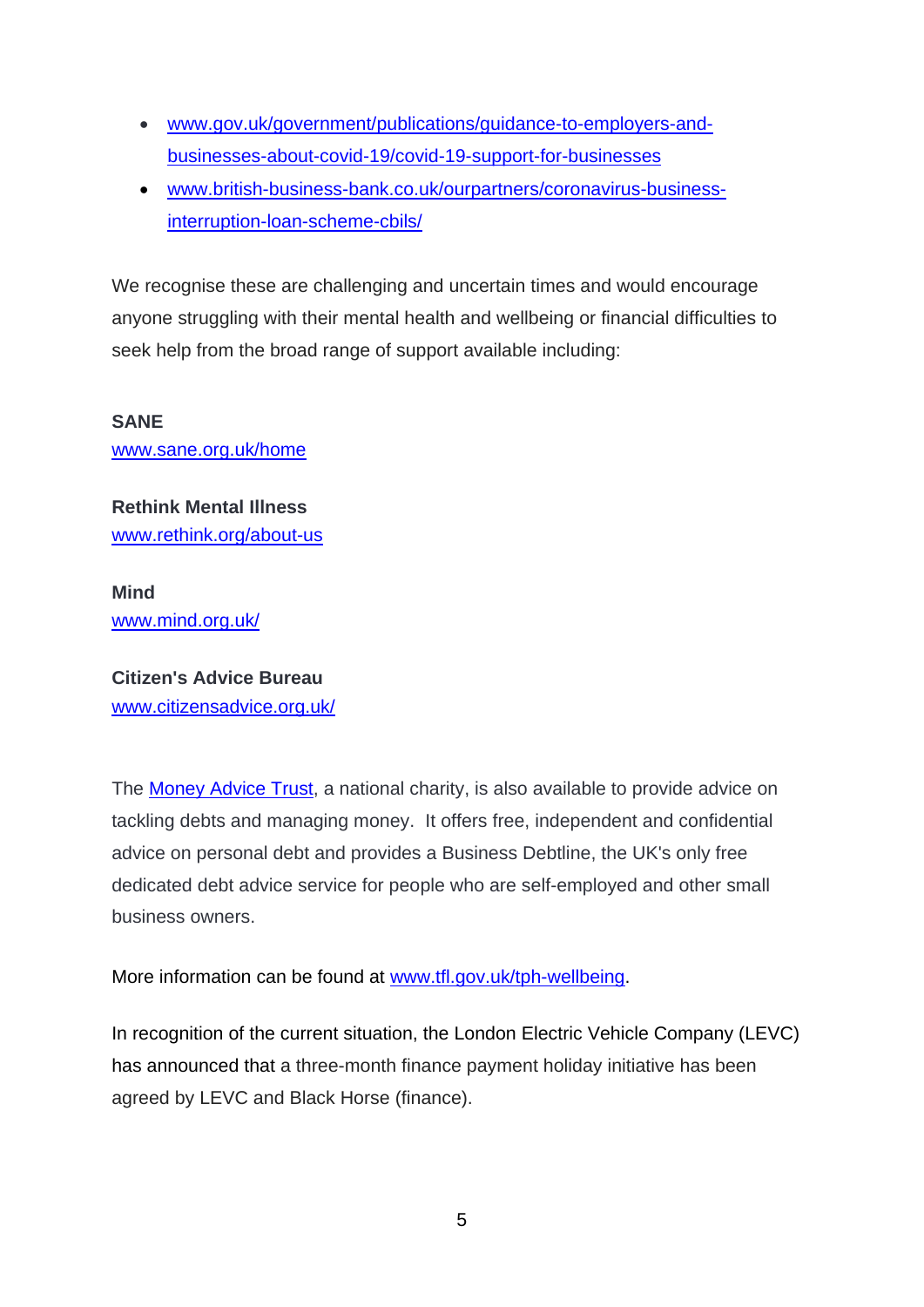- www.gov.uk/government/publications/guidance-to-employers-and-businesses-about-covid-19/covid-19-support-for-businesses
- www.british-business-bank.co.uk/ourpartners/coronavirus-business-interruption-loan-scheme-cbils/

We recognise these are challenging and uncertain times and would encourage anyone struggling with their mental health and wellbeing or financial difficulties to seek help from the broad range of support available including:

**SANE**
www.sane.org.uk/home

**Rethink Mental Illness**
www.rethink.org/about-us

**Mind**
www.mind.org.uk/

**Citizen's Advice Bureau**
www.citizensadvice.org.uk/

The Money Advice Trust, a national charity, is also available to provide advice on tackling debts and managing money. It offers free, independent and confidential advice on personal debt and provides a Business Debtline, the UK's only free dedicated debt advice service for people who are self-employed and other small business owners.

More information can be found at www.tfl.gov.uk/tph-wellbeing.

In recognition of the current situation, the London Electric Vehicle Company (LEVC) has announced that a three-month finance payment holiday initiative has been agreed by LEVC and Black Horse (finance).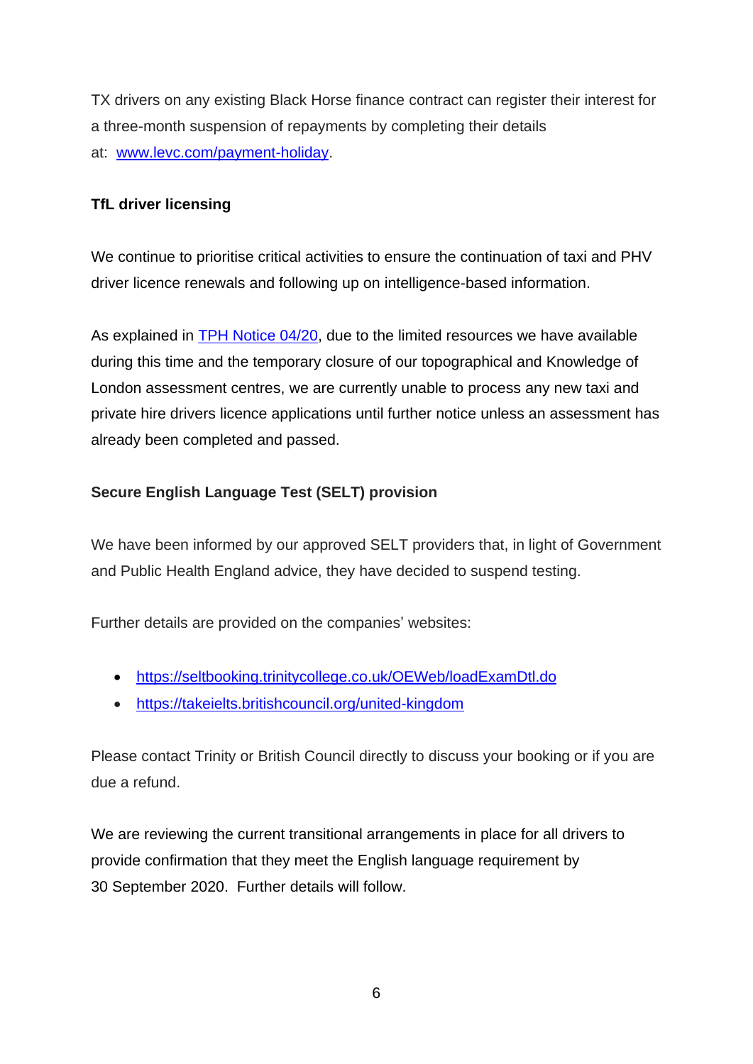TX drivers on any existing Black Horse finance contract can register their interest for a three-month suspension of repayments by completing their details at: [www.levc.com/payment-holiday](http://www.levc.com/payment-holiday).

**TfL driver licensing**

We continue to prioritise critical activities to ensure the continuation of taxi and PHV driver licence renewals and following up on intelligence-based information.

As explained in [TPH Notice 04/20](), due to the limited resources we have available during this time and the temporary closure of our topographical and Knowledge of London assessment centres, we are currently unable to process any new taxi and private hire drivers licence applications until further notice unless an assessment has already been completed and passed.

**Secure English Language Test (SELT) provision**

We have been informed by our approved SELT providers that, in light of Government and Public Health England advice, they have decided to suspend testing.

Further details are provided on the companies' websites:

- [https://seltbooking.trinitycollege.co.uk/OEWeb/loadExamDtl.do](https://seltbooking.trinitycollege.co.uk/OEWeb/loadExamDtl.do)
- [https://takeielts.britishcouncil.org/united-kingdom](https://takeielts.britishcouncil.org/united-kingdom)

Please contact Trinity or British Council directly to discuss your booking or if you are due a refund.

We are reviewing the current transitional arrangements in place for all drivers to provide confirmation that they meet the English language requirement by 30 September 2020. Further details will follow.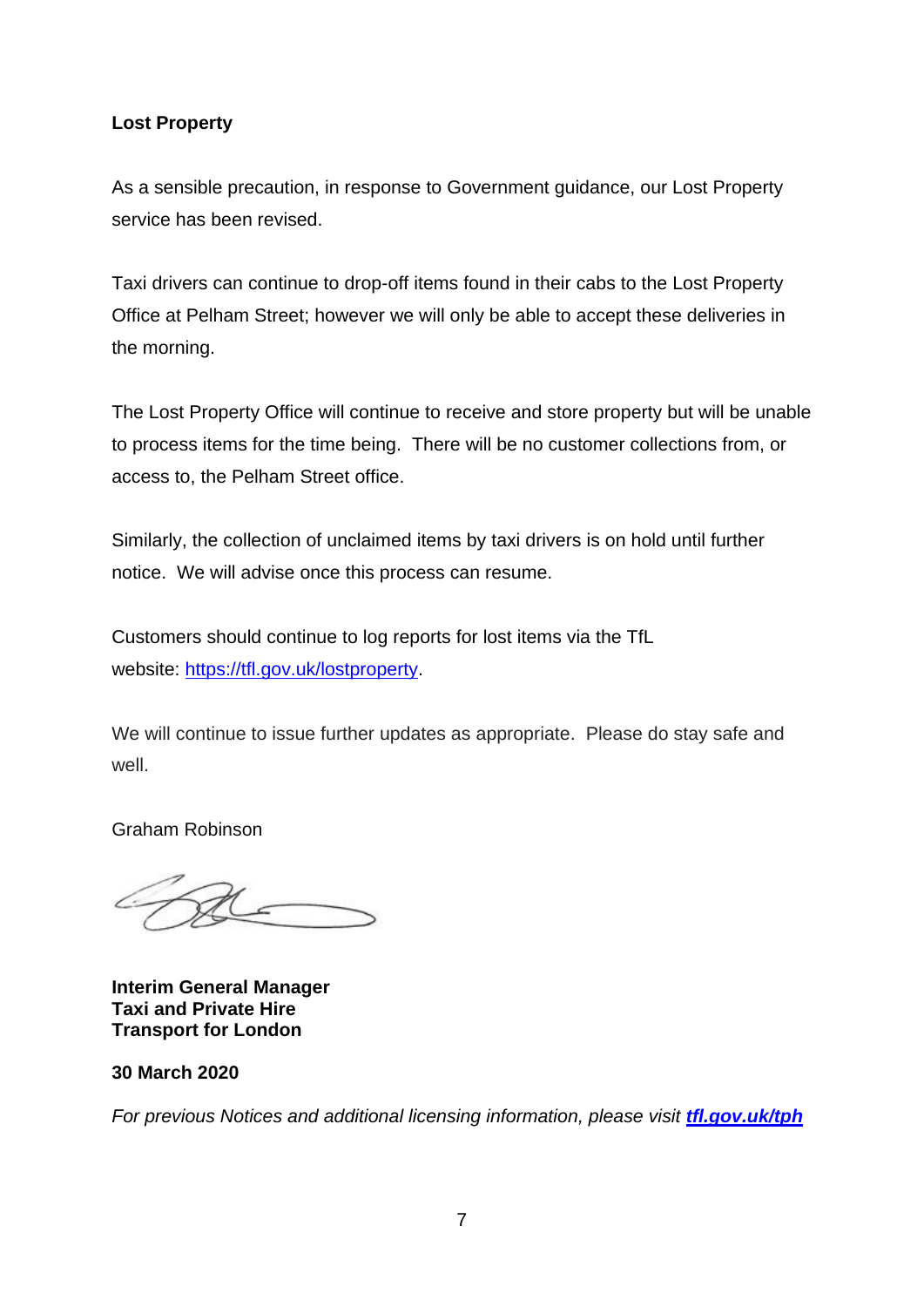**Lost Property**

As a sensible precaution, in response to Government guidance, our Lost Property service has been revised.

Taxi drivers can continue to drop-off items found in their cabs to the Lost Property Office at Pelham Street; however we will only be able to accept these deliveries in the morning.

The Lost Property Office will continue to receive and store property but will be unable to process items for the time being. There will be no customer collections from, or access to, the Pelham Street office.

Similarly, the collection of unclaimed items by taxi drivers is on hold until further notice. We will advise once this process can resume.

Customers should continue to log reports for lost items via the TfL website: [https://tfl.gov.uk/lostproperty](https://tfl.gov.uk/lostproperty).

We will continue to issue further updates as appropriate. Please do stay safe and well.

Graham Robinson

**Interim General Manager**
**Taxi and Private Hire**
**Transport for London**

**30 March 2020**

*For previous Notices and additional licensing information, please visit* ***[tfl.gov.uk/tph](https://tfl.gov.uk/tph)***